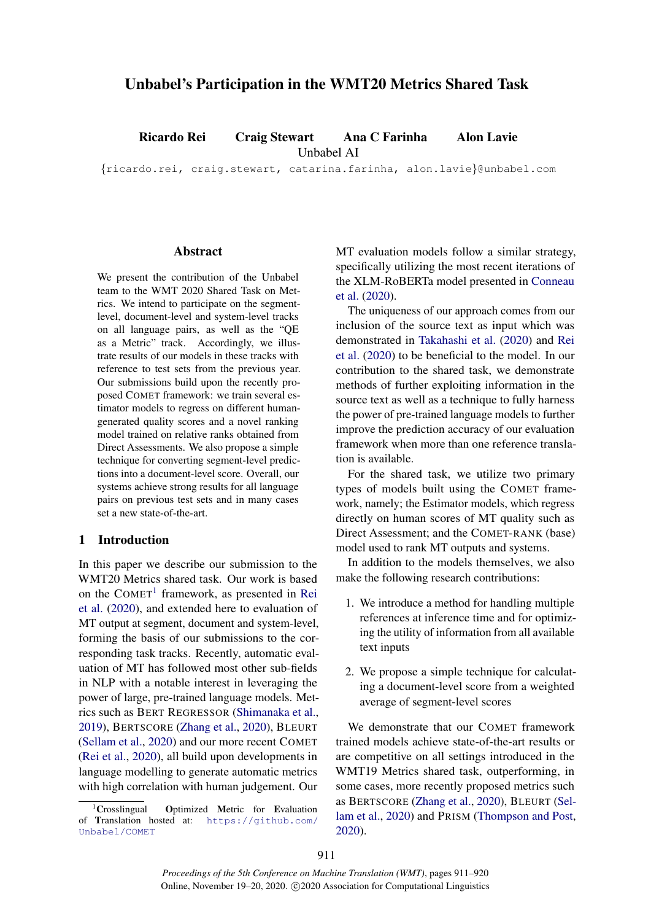# Unbabel's Participation in the WMT20 Metrics Shared Task

**Ricardo Rei** **Craig Stewart** **Ana C Farinha** **Alon Lavie**
Unbabel AI
{ricardo.rei, craig.stewart, catarina.farinha, alon.lavie}@unbabel.com

## Abstract

We present the contribution of the Unbabel team to the WMT 2020 Shared Task on Metrics. We intend to participate on the segment-level, document-level and system-level tracks on all language pairs, as well as the "QE as a Metric" track. Accordingly, we illustrate results of our models in these tracks with reference to test sets from the previous year. Our submissions build upon the recently proposed COMET framework: we train several estimator models to regress on different human-generated quality scores and a novel ranking model trained on relative ranks obtained from Direct Assessments. We also propose a simple technique for converting segment-level predictions into a document-level score. Overall, our systems achieve strong results for all language pairs on previous test sets and in many cases set a new state-of-the-art.

## 1 Introduction

In this paper we describe our submission to the WMT20 Metrics shared task. Our work is based on the COMET[1] framework, as presented in Rei et al. (2020), and extended here to evaluation of MT output at segment, document and system-level, forming the basis of our submissions to the corresponding task tracks. Recently, automatic evaluation of MT has followed most other sub-fields in NLP with a notable interest in leveraging the power of large, pre-trained language models. Metrics such as BERT REGRESSOR (Shimanaka et al., 2019), BERTSCORE (Zhang et al., 2020), BLEURT (Sellam et al., 2020) and our more recent COMET (Rei et al., 2020), all build upon developments in language modelling to generate automatic metrics with high correlation with human judgement. Our MT evaluation models follow a similar strategy, specifically utilizing the most recent iterations of the XLM-RoBERTa model presented in Conneau et al. (2020).

The uniqueness of our approach comes from our inclusion of the source text as input which was demonstrated in Takahashi et al. (2020) and Rei et al. (2020) to be beneficial to the model. In our contribution to the shared task, we demonstrate methods of further exploiting information in the source text as well as a technique to fully harness the power of pre-trained language models to further improve the prediction accuracy of our evaluation framework when more than one reference translation is available.

For the shared task, we utilize two primary types of models built using the COMET framework, namely; the Estimator models, which regress directly on human scores of MT quality such as Direct Assessment; and the COMET-RANK (base) model used to rank MT outputs and systems.

In addition to the models themselves, we also make the following research contributions:

1. We introduce a method for handling multiple references at inference time and for optimizing the utility of information from all available text inputs
2. We propose a simple technique for calculating a document-level score from a weighted average of segment-level scores

We demonstrate that our COMET framework trained models achieve state-of-the-art results or are competitive on all settings introduced in the WMT19 Metrics shared task, outperforming, in some cases, more recently proposed metrics such as BERTSCORE (Zhang et al., 2020), BLEURT (Sellam et al., 2020) and PRISM (Thompson and Post, 2020).

[1] **C**rosslingual **O**ptimized **M**etric for **E**valuation of **T**ranslation hosted at: https://github.com/Unbabel/COMET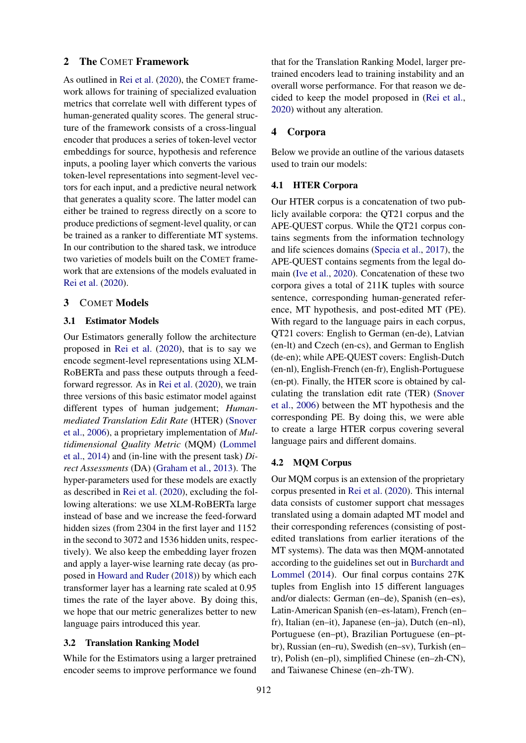## 2 The COMET Framework

As outlined in Rei et al. (2020), the COMET framework allows for training of specialized evaluation metrics that correlate well with different types of human-generated quality scores. The general structure of the framework consists of a cross-lingual encoder that produces a series of token-level vector embeddings for source, hypothesis and reference inputs, a pooling layer which converts the various token-level representations into segment-level vectors for each input, and a predictive neural network that generates a quality score. The latter model can either be trained to regress directly on a score to produce predictions of segment-level quality, or can be trained as a ranker to differentiate MT systems. In our contribution to the shared task, we introduce two varieties of models built on the COMET framework that are extensions of the models evaluated in Rei et al. (2020).

## 3 COMET Models

### 3.1 Estimator Models

Our Estimators generally follow the architecture proposed in Rei et al. (2020), that is to say we encode segment-level representations using XLM-RoBERTa and pass these outputs through a feed-forward regressor. As in Rei et al. (2020), we train three versions of this basic estimator model against different types of human judgement; *Human-mediated Translation Edit Rate* (HTER) (Snover et al., 2006), a proprietary implementation of *Multidimensional Quality Metric* (MQM) (Lommel et al., 2014) and (in-line with the present task) *Direct Assessments* (DA) (Graham et al., 2013). The hyper-parameters used for these models are exactly as described in Rei et al. (2020), excluding the following alterations: we use XLM-RoBERTa large instead of base and we increase the feed-forward hidden sizes (from 2304 in the first layer and 1152 in the second to 3072 and 1536 hidden units, respectively). We also keep the embedding layer frozen and apply a layer-wise learning rate decay (as proposed in Howard and Ruder (2018)) by which each transformer layer has a learning rate scaled at 0.95 times the rate of the layer above. By doing this, we hope that our metric generalizes better to new language pairs introduced this year.

### 3.2 Translation Ranking Model

While for the Estimators using a larger pretrained encoder seems to improve performance we found that for the Translation Ranking Model, larger pretrained encoders lead to training instability and an overall worse performance. For that reason we decided to keep the model proposed in (Rei et al., 2020) without any alteration.

## 4 Corpora

Below we provide an outline of the various datasets used to train our models:

### 4.1 HTER Corpora

Our HTER corpus is a concatenation of two publicly available corpora: the QT21 corpus and the APE-QUEST corpus. While the QT21 corpus contains segments from the information technology and life sciences domains (Specia et al., 2017), the APE-QUEST contains segments from the legal domain (Ive et al., 2020). Concatenation of these two corpora gives a total of 211K tuples with source sentence, corresponding human-generated reference, MT hypothesis, and post-edited MT (PE). With regard to the language pairs in each corpus, QT21 covers: English to German (en-de), Latvian (en-lt) and Czech (en-cs), and German to English (de-en); while APE-QUEST covers: English-Dutch (en-nl), English-French (en-fr), English-Portuguese (en-pt). Finally, the HTER score is obtained by calculating the translation edit rate (TER) (Snover et al., 2006) between the MT hypothesis and the corresponding PE. By doing this, we were able to create a large HTER corpus covering several language pairs and different domains.

### 4.2 MQM Corpus

Our MQM corpus is an extension of the proprietary corpus presented in Rei et al. (2020). This internal data consists of customer support chat messages translated using a domain adapted MT model and their corresponding references (consisting of post-edited translations from earlier iterations of the MT systems). The data was then MQM-annotated according to the guidelines set out in Burchardt and Lommel (2014). Our final corpus contains 27K tuples from English into 15 different languages and/or dialects: German (en–de), Spanish (en–es), Latin-American Spanish (en–es-latam), French (en–fr), Italian (en–it), Japanese (en–ja), Dutch (en–nl), Portuguese (en–pt), Brazilian Portuguese (en–pt-br), Russian (en–ru), Swedish (en–sv), Turkish (en–tr), Polish (en–pl), simplified Chinese (en–zh-CN), and Taiwanese Chinese (en–zh-TW).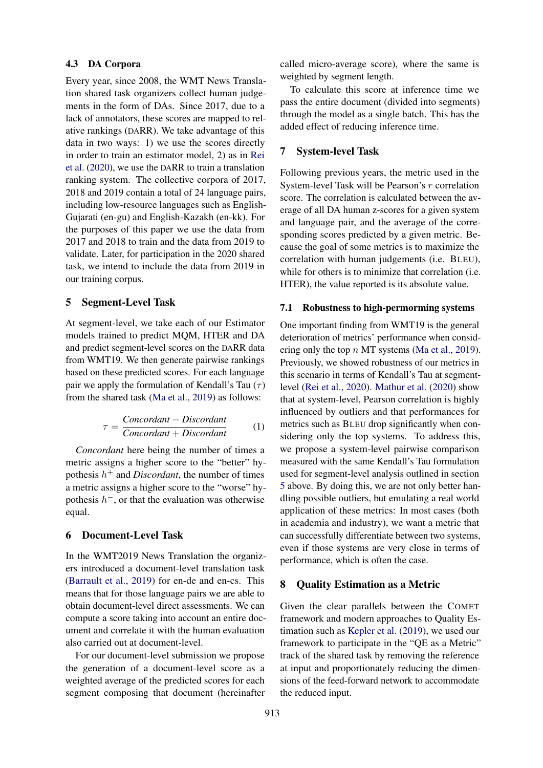### 4.3 DA Corpora

Every year, since 2008, the WMT News Translation shared task organizers collect human judgements in the form of DAs. Since 2017, due to a lack of annotators, these scores are mapped to relative rankings (DARR). We take advantage of this data in two ways: 1) we use the scores directly in order to train an estimator model, 2) as in Rei et al. (2020), we use the DARR to train a translation ranking system. The collective corpora of 2017, 2018 and 2019 contain a total of 24 language pairs, including low-resource languages as English-Gujarati (en-gu) and English-Kazakh (en-kk). For the purposes of this paper we use the data from 2017 and 2018 to train and the data from 2019 to validate. Later, for participation in the 2020 shared task, we intend to include the data from 2019 in our training corpus.

## 5 Segment-Level Task

At segment-level, we take each of our Estimator models trained to predict MQM, HTER and DA and predict segment-level scores on the DARR data from WMT19. We then generate pairwise rankings based on these predicted scores. For each language pair we apply the formulation of Kendall's Tau ($\tau$) from the shared task (Ma et al., 2019) as follows:

$$\tau = \frac{\textit{Concordant} - \textit{Discordant}}{\textit{Concordant} + \textit{Discordant}} \quad (1)$$

*Concordant* here being the number of times a metric assigns a higher score to the "better" hypothesis $h^+$ and *Discordant*, the number of times a metric assigns a higher score to the "worse" hypothesis $h^-$, or that the evaluation was otherwise equal.

## 6 Document-Level Task

In the WMT2019 News Translation the organizers introduced a document-level translation task (Barrault et al., 2019) for en-de and en-cs. This means that for those language pairs we are able to obtain document-level direct assessments. We can compute a score taking into account an entire document and correlate it with the human evaluation also carried out at document-level.

For our document-level submission we propose the generation of a document-level score as a weighted average of the predicted scores for each segment composing that document (hereinafter called micro-average score), where the same is weighted by segment length.

To calculate this score at inference time we pass the entire document (divided into segments) through the model as a single batch. This has the added effect of reducing inference time.

## 7 System-level Task

Following previous years, the metric used in the System-level Task will be Pearson's $r$ correlation score. The correlation is calculated between the average of all DA human z-scores for a given system and language pair, and the average of the corresponding scores predicted by a given metric. Because the goal of some metrics is to maximize the correlation with human judgements (i.e. BLEU), while for others is to minimize that correlation (i.e. HTER), the value reported is its absolute value.

### 7.1 Robustness to high-permorming systems

One important finding from WMT19 is the general deterioration of metrics' performance when considering only the top $n$ MT systems (Ma et al., 2019). Previously, we showed robustness of our metrics in this scenario in terms of Kendall's Tau at segment-level (Rei et al., 2020). Mathur et al. (2020) show that at system-level, Pearson correlation is highly influenced by outliers and that performances for metrics such as BLEU drop significantly when considering only the top systems. To address this, we propose a system-level pairwise comparison measured with the same Kendall's Tau formulation used for segment-level analysis outlined in section 5 above. By doing this, we are not only better handling possible outliers, but emulating a real world application of these metrics: In most cases (both in academia and industry), we want a metric that can successfully differentiate between two systems, even if those systems are very close in terms of performance, which is often the case.

## 8 Quality Estimation as a Metric

Given the clear parallels between the COMET framework and modern approaches to Quality Estimation such as Kepler et al. (2019), we used our framework to participate in the "QE as a Metric" track of the shared task by removing the reference at input and proportionately reducing the dimensions of the feed-forward network to accommodate the reduced input.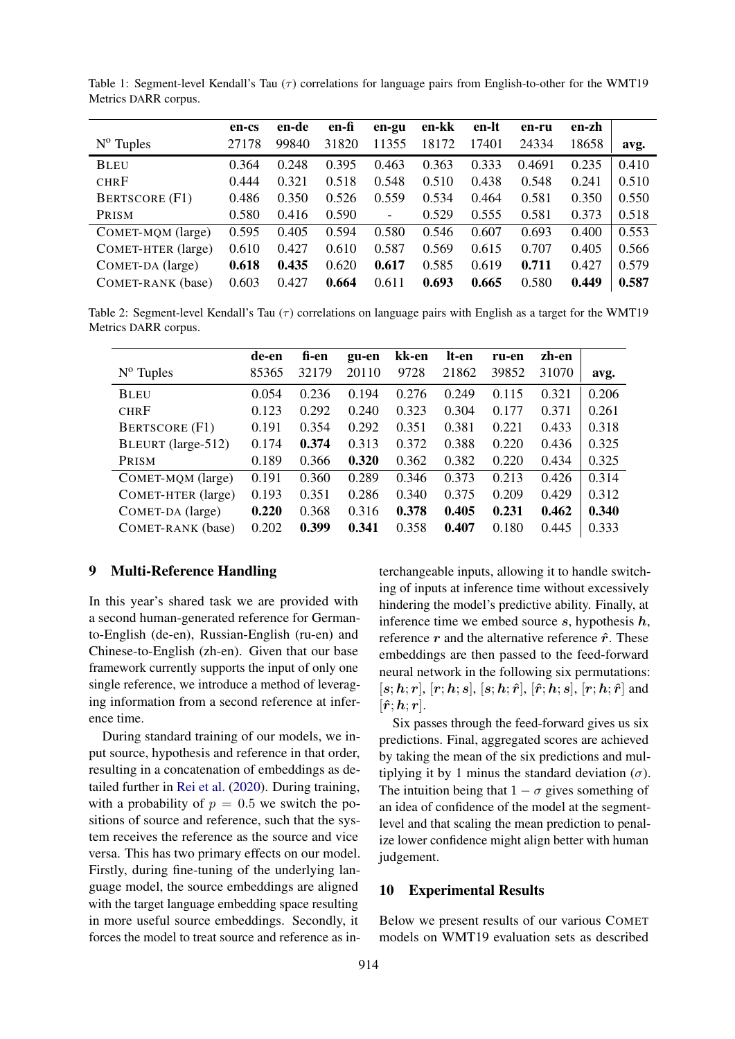Table 1: Segment-level Kendall's Tau ($\tau$) correlations for language pairs from English-to-other for the WMT19 Metrics DARR corpus.

| | en-cs | en-de | en-fi | en-gu | en-kk | en-lt | en-ru | en-zh | |
|---|---|---|---|---|---|---|---|---|---|
| Nº Tuples | 27178 | 99840 | 31820 | 11355 | 18172 | 17401 | 24334 | 18658 | avg. |
| BLEU | 0.364 | 0.248 | 0.395 | 0.463 | 0.363 | 0.333 | 0.4691 | 0.235 | 0.410 |
| CHRF | 0.444 | 0.321 | 0.518 | 0.548 | 0.510 | 0.438 | 0.548 | 0.241 | 0.510 |
| BERTSCORE (F1) | 0.486 | 0.350 | 0.526 | 0.559 | 0.534 | 0.464 | 0.581 | 0.350 | 0.550 |
| PRISM | 0.580 | 0.416 | 0.590 | - | 0.529 | 0.555 | 0.581 | 0.373 | 0.518 |
| COMET-MQM (large) | 0.595 | 0.405 | 0.594 | 0.580 | 0.546 | 0.607 | 0.693 | 0.400 | 0.553 |
| COMET-HTER (large) | 0.610 | 0.427 | 0.610 | 0.587 | 0.569 | 0.615 | 0.707 | 0.405 | 0.566 |
| COMET-DA (large) | **0.618** | **0.435** | 0.620 | **0.617** | 0.585 | 0.619 | **0.711** | 0.427 | 0.579 |
| COMET-RANK (base) | 0.603 | 0.427 | **0.664** | 0.611 | **0.693** | **0.665** | 0.580 | **0.449** | **0.587** |

Table 2: Segment-level Kendall's Tau ($\tau$) correlations on language pairs with English as a target for the WMT19 Metrics DARR corpus.

| | de-en | fi-en | gu-en | kk-en | lt-en | ru-en | zh-en | |
|---|---|---|---|---|---|---|---|---|
| Nº Tuples | 85365 | 32179 | 20110 | 9728 | 21862 | 39852 | 31070 | avg. |
| BLEU | 0.054 | 0.236 | 0.194 | 0.276 | 0.249 | 0.115 | 0.321 | 0.206 |
| CHRF | 0.123 | 0.292 | 0.240 | 0.323 | 0.304 | 0.177 | 0.371 | 0.261 |
| BERTSCORE (F1) | 0.191 | 0.354 | 0.292 | 0.351 | 0.381 | 0.221 | 0.433 | 0.318 |
| BLEURT (large-512) | 0.174 | **0.374** | 0.313 | 0.372 | 0.388 | 0.220 | 0.436 | 0.325 |
| PRISM | 0.189 | 0.366 | **0.320** | 0.362 | 0.382 | 0.220 | 0.434 | 0.325 |
| COMET-MQM (large) | 0.191 | 0.360 | 0.289 | 0.346 | 0.373 | 0.213 | 0.426 | 0.314 |
| COMET-HTER (large) | 0.193 | 0.351 | 0.286 | 0.340 | 0.375 | 0.209 | 0.429 | 0.312 |
| COMET-DA (large) | **0.220** | 0.368 | 0.316 | **0.378** | **0.405** | **0.231** | **0.462** | **0.340** |
| COMET-RANK (base) | 0.202 | **0.399** | **0.341** | 0.358 | **0.407** | 0.180 | 0.445 | 0.333 |

## 9 Multi-Reference Handling

In this year's shared task we are provided with a second human-generated reference for German-to-English (de-en), Russian-English (ru-en) and Chinese-to-English (zh-en). Given that our base framework currently supports the input of only one single reference, we introduce a method of leveraging information from a second reference at inference time.

During standard training of our models, we input source, hypothesis and reference in that order, resulting in a concatenation of embeddings as detailed further in Rei et al. (2020). During training, with a probability of $p = 0.5$ we switch the positions of source and reference, such that the system receives the reference as the source and vice versa. This has two primary effects on our model. Firstly, during fine-tuning of the underlying language model, the source embeddings are aligned with the target language embedding space resulting in more useful source embeddings. Secondly, it forces the model to treat source and reference as interchangeable inputs, allowing it to handle switching of inputs at inference time without excessively hindering the model's predictive ability. Finally, at inference time we embed source $\boldsymbol{s}$, hypothesis $\boldsymbol{h}$, reference $\boldsymbol{r}$ and the alternative reference $\hat{\boldsymbol{r}}$. These embeddings are then passed to the feed-forward neural network in the following six permutations: $[\boldsymbol{s};\boldsymbol{h};\boldsymbol{r}]$, $[\boldsymbol{r};\boldsymbol{h};\boldsymbol{s}]$, $[\boldsymbol{s};\boldsymbol{h};\hat{\boldsymbol{r}}]$, $[\hat{\boldsymbol{r}};\boldsymbol{h};\boldsymbol{s}]$, $[\boldsymbol{r};\boldsymbol{h};\hat{\boldsymbol{r}}]$ and $[\hat{\boldsymbol{r}};\boldsymbol{h};\boldsymbol{r}]$.

Six passes through the feed-forward gives us six predictions. Final, aggregated scores are achieved by taking the mean of the six predictions and multiplying it by 1 minus the standard deviation ($\sigma$). The intuition being that $1 - \sigma$ gives something of an idea of confidence of the model at the segment-level and that scaling the mean prediction to penalize lower confidence might align better with human judgement.

## 10 Experimental Results

Below we present results of our various COMET models on WMT19 evaluation sets as described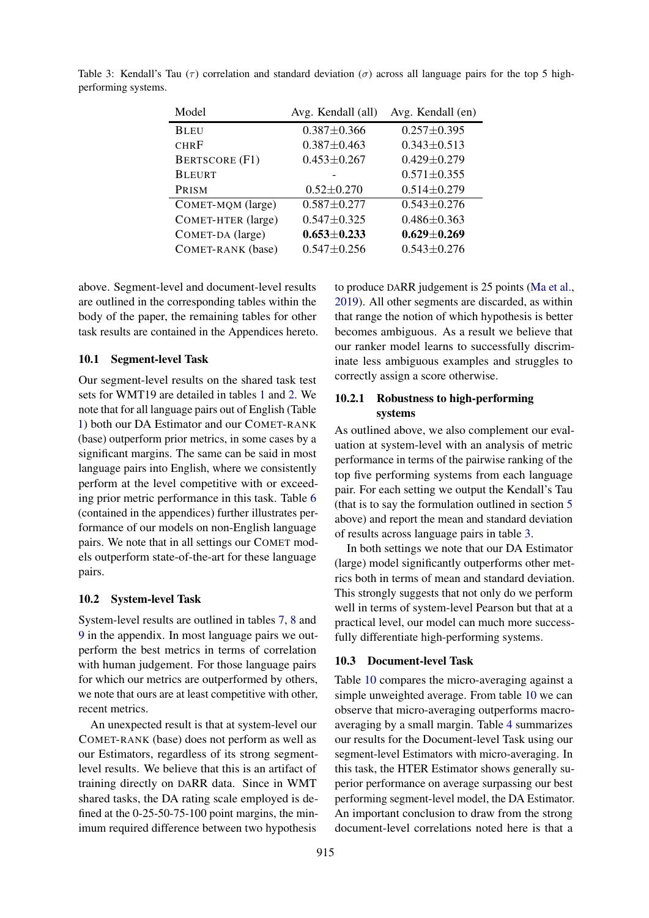Table 3: Kendall's Tau ($\tau$) correlation and standard deviation ($\sigma$) across all language pairs for the top 5 high-performing systems.

| Model | Avg. Kendall (all) | Avg. Kendall (en) |
|---|---|---|
| BLEU | $0.387 \pm 0.366$ | $0.257 \pm 0.395$ |
| CHRF | $0.387 \pm 0.463$ | $0.343 \pm 0.513$ |
| BERTSCORE (F1) | $0.453 \pm 0.267$ | $0.429 \pm 0.279$ |
| BLEURT | - | $0.571 \pm 0.355$ |
| PRISM | $0.52 \pm 0.270$ | $0.514 \pm 0.279$ |
| COMET-MQM (large) | $0.587 \pm 0.277$ | $0.543 \pm 0.276$ |
| COMET-HTER (large) | $0.547 \pm 0.325$ | $0.486 \pm 0.363$ |
| COMET-DA (large) | **$0.653 \pm 0.233$** | **$0.629 \pm 0.269$** |
| COMET-RANK (base) | $0.547 \pm 0.256$ | $0.543 \pm 0.276$ |

above. Segment-level and document-level results are outlined in the corresponding tables within the body of the paper, the remaining tables for other task results are contained in the Appendices hereto.

### 10.1 Segment-level Task

Our segment-level results on the shared task test sets for WMT19 are detailed in tables 1 and 2. We note that for all language pairs out of English (Table 1) both our DA Estimator and our COMET-RANK (base) outperform prior metrics, in some cases by a significant margins. The same can be said in most language pairs into English, where we consistently perform at the level competitive with or exceeding prior metric performance in this task. Table 6 (contained in the appendices) further illustrates performance of our models on non-English language pairs. We note that in all settings our COMET models outperform state-of-the-art for these language pairs.

### 10.2 System-level Task

System-level results are outlined in tables 7, 8 and 9 in the appendix. In most language pairs we outperform the best metrics in terms of correlation with human judgement. For those language pairs for which our metrics are outperformed by others, we note that ours are at least competitive with other, recent metrics.

An unexpected result is that at system-level our COMET-RANK (base) does not perform as well as our Estimators, regardless of its strong segment-level results. We believe that this is an artifact of training directly on DARR data. Since in WMT shared tasks, the DA rating scale employed is defined at the 0-25-50-75-100 point margins, the minimum required difference between two hypothesis to produce DARR judgement is 25 points (Ma et al., 2019). All other segments are discarded, as within that range the notion of which hypothesis is better becomes ambiguous. As a result we believe that our ranker model learns to successfully discriminate less ambiguous examples and struggles to correctly assign a score otherwise.

#### 10.2.1 Robustness to high-performing systems

As outlined above, we also complement our evaluation at system-level with an analysis of metric performance in terms of the pairwise ranking of the top five performing systems from each language pair. For each setting we output the Kendall's Tau (that is to say the formulation outlined in section 5 above) and report the mean and standard deviation of results across language pairs in table 3.

In both settings we note that our DA Estimator (large) model significantly outperforms other metrics both in terms of mean and standard deviation. This strongly suggests that not only do we perform well in terms of system-level Pearson but that at a practical level, our model can much more successfully differentiate high-performing systems.

### 10.3 Document-level Task

Table 10 compares the micro-averaging against a simple unweighted average. From table 10 we can observe that micro-averaging outperforms macro-averaging by a small margin. Table 4 summarizes our results for the Document-level Task using our segment-level Estimators with micro-averaging. In this task, the HTER Estimator shows generally superior performance on average surpassing our best performing segment-level model, the DA Estimator. An important conclusion to draw from the strong document-level correlations noted here is that a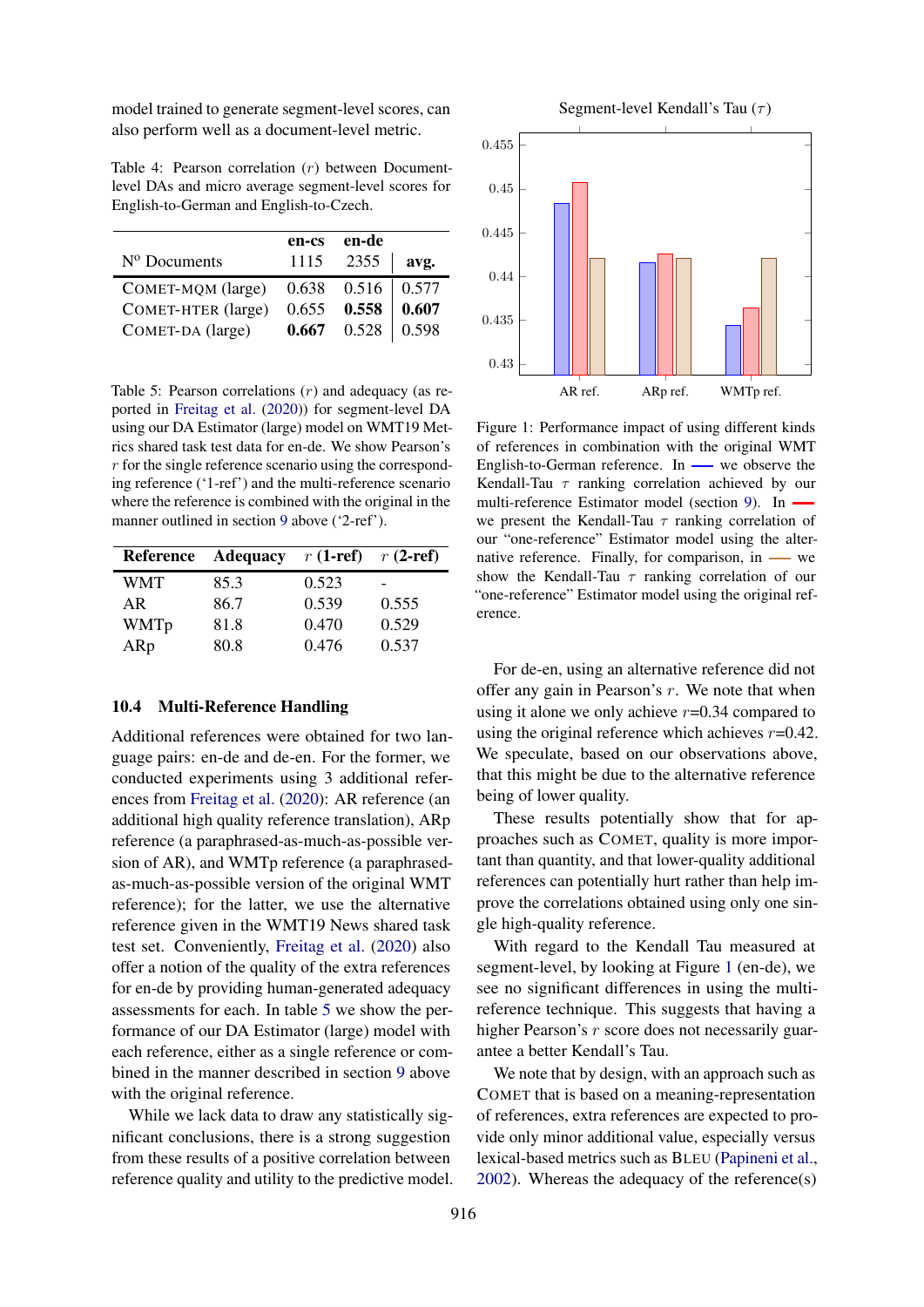model trained to generate segment-level scores, can also perform well as a document-level metric.

Table 4: Pearson correlation ($r$) between Document-level DAs and micro average segment-level scores for English-to-German and English-to-Czech.

| | en-cs | en-de | |
|---|---|---|---|
| Nº Documents | 1115 | 2355 | avg. |
| COMET-MQM (large) | 0.638 | 0.516 | 0.577 |
| COMET-HTER (large) | 0.655 | **0.558** | **0.607** |
| COMET-DA (large) | **0.667** | 0.528 | 0.598 |

Table 5: Pearson correlations ($r$) and adequacy (as reported in Freitag et al. (2020)) for segment-level DA using our DA Estimator (large) model on WMT19 Metrics shared task test data for en-de. We show Pearson's $r$ for the single reference scenario using the corresponding reference ('1-ref') and the multi-reference scenario where the reference is combined with the original in the manner outlined in section 9 above ('2-ref').

| Reference | Adequacy | $r$ (1-ref) | $r$ (2-ref) |
|---|---|---|---|
| WMT | 85.3 | 0.523 | - |
| AR | 86.7 | 0.539 | 0.555 |
| WMTp | 81.8 | 0.470 | 0.529 |
| ARp | 80.8 | 0.476 | 0.537 |

### 10.4 Multi-Reference Handling

Additional references were obtained for two language pairs: en-de and de-en. For the former, we conducted experiments using 3 additional references from Freitag et al. (2020): AR reference (an additional high quality reference translation), ARp reference (a paraphrased-as-much-as-possible version of AR), and WMTp reference (a paraphrased-as-much-as-possible version of the original WMT reference); for the latter, we use the alternative reference given in the WMT19 News shared task test set. Conveniently, Freitag et al. (2020) also offer a notion of the quality of the extra references for en-de by providing human-generated adequacy assessments for each. In table 5 we show the performance of our DA Estimator (large) model with each reference, either as a single reference or combined in the manner described in section 9 above with the original reference.

While we lack data to draw any statistically significant conclusions, there is a strong suggestion from these results of a positive correlation between reference quality and utility to the predictive model.

Segment-level Kendall's Tau ($\tau$)

| | AR ref. | ARp ref. | WMTp ref. |
|---|---|---|---|
| Multi-reference (blue) | ≈0.448 | ≈0.4415 | ≈0.4345 |
| One-reference, alternative (red) | ≈0.4505 | ≈0.4425 | ≈0.4365 |
| One-reference, original (tan) | ≈0.442 | ≈0.442 | ≈0.442 |

Figure 1: Performance impact of using different kinds of references in combination with the original WMT English-to-German reference. In blue we observe the Kendall-Tau $\tau$ ranking correlation achieved by our multi-reference Estimator model (section 9). In red we present the Kendall-Tau $\tau$ ranking correlation of our "one-reference" Estimator model using the alternative reference. Finally, for comparison, in tan we show the Kendall-Tau $\tau$ ranking correlation of our "one-reference" Estimator model using the original reference.

For de-en, using an alternative reference did not offer any gain in Pearson's $r$. We note that when using it alone we only achieve $r$=0.34 compared to using the original reference which achieves $r$=0.42. We speculate, based on our observations above, that this might be due to the alternative reference being of lower quality.

These results potentially show that for approaches such as COMET, quality is more important than quantity, and that lower-quality additional references can potentially hurt rather than help improve the correlations obtained using only one single high-quality reference.

With regard to the Kendall Tau measured at segment-level, by looking at Figure 1 (en-de), we see no significant differences in using the multi-reference technique. This suggests that having a higher Pearson's $r$ score does not necessarily guarantee a better Kendall's Tau.

We note that by design, with an approach such as COMET that is based on a meaning-representation of references, extra references are expected to provide only minor additional value, especially versus lexical-based metrics such as BLEU (Papineni et al., 2002). Whereas the adequacy of the reference(s)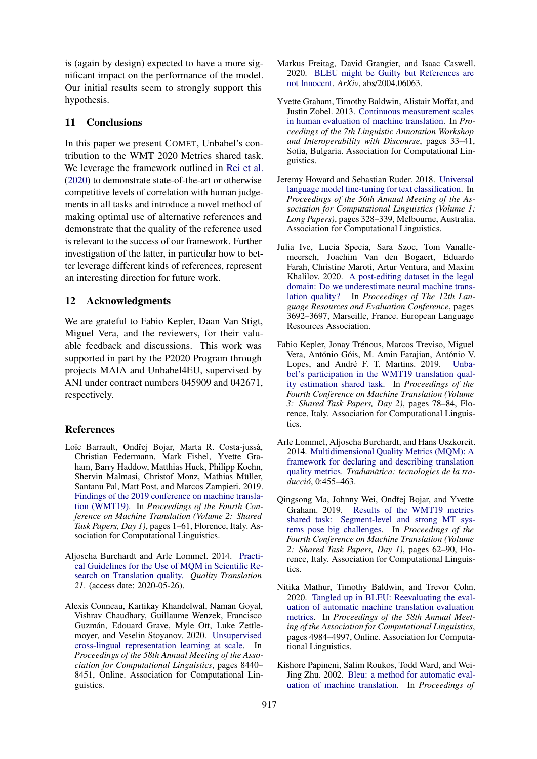is (again by design) expected to have a more significant impact on the performance of the model. Our initial results seem to strongly support this hypothesis.

## 11 Conclusions

In this paper we present COMET, Unbabel's contribution to the WMT 2020 Metrics shared task. We leverage the framework outlined in Rei et al. (2020) to demonstrate state-of-the-art or otherwise competitive levels of correlation with human judgements in all tasks and introduce a novel method of making optimal use of alternative references and demonstrate that the quality of the reference used is relevant to the success of our framework. Further investigation of the latter, in particular how to better leverage different kinds of references, represent an interesting direction for future work.

## 12 Acknowledgments

We are grateful to Fabio Kepler, Daan Van Stigt, Miguel Vera, and the reviewers, for their valuable feedback and discussions. This work was supported in part by the P2020 Program through projects MAIA and Unbabel4EU, supervised by ANI under contract numbers 045909 and 042671, respectively.

## References

Loïc Barrault, Ondřej Bojar, Marta R. Costa-jussà, Christian Federmann, Mark Fishel, Yvette Graham, Barry Haddow, Matthias Huck, Philipp Koehn, Shervin Malmasi, Christof Monz, Mathias Müller, Santanu Pal, Matt Post, and Marcos Zampieri. 2019. Findings of the 2019 conference on machine translation (WMT19). In *Proceedings of the Fourth Conference on Machine Translation (Volume 2: Shared Task Papers, Day 1)*, pages 1–61, Florence, Italy. Association for Computational Linguistics.

Aljoscha Burchardt and Arle Lommel. 2014. Practical Guidelines for the Use of MQM in Scientific Research on Translation quality. *Quality Translation 21*. (access date: 2020-05-26).

Alexis Conneau, Kartikay Khandelwal, Naman Goyal, Vishrav Chaudhary, Guillaume Wenzek, Francisco Guzmán, Edouard Grave, Myle Ott, Luke Zettlemoyer, and Veselin Stoyanov. 2020. Unsupervised cross-lingual representation learning at scale. In *Proceedings of the 58th Annual Meeting of the Association for Computational Linguistics*, pages 8440–8451, Online. Association for Computational Linguistics.

Markus Freitag, David Grangier, and Isaac Caswell. 2020. BLEU might be Guilty but References are not Innocent. *ArXiv*, abs/2004.06063.

Yvette Graham, Timothy Baldwin, Alistair Moffat, and Justin Zobel. 2013. Continuous measurement scales in human evaluation of machine translation. In *Proceedings of the 7th Linguistic Annotation Workshop and Interoperability with Discourse*, pages 33–41, Sofia, Bulgaria. Association for Computational Linguistics.

Jeremy Howard and Sebastian Ruder. 2018. Universal language model fine-tuning for text classification. In *Proceedings of the 56th Annual Meeting of the Association for Computational Linguistics (Volume 1: Long Papers)*, pages 328–339, Melbourne, Australia. Association for Computational Linguistics.

Julia Ive, Lucia Specia, Sara Szoc, Tom Vanallemeersch, Joachim Van den Bogaert, Eduardo Farah, Christine Maroti, Artur Ventura, and Maxim Khalilov. 2020. A post-editing dataset in the legal domain: Do we underestimate neural machine translation quality? In *Proceedings of The 12th Language Resources and Evaluation Conference*, pages 3692–3697, Marseille, France. European Language Resources Association.

Fabio Kepler, Jonay Trénous, Marcos Treviso, Miguel Vera, António Góis, M. Amin Farajian, António V. Lopes, and André F. T. Martins. 2019. Unbabel's participation in the WMT19 translation quality estimation shared task. In *Proceedings of the Fourth Conference on Machine Translation (Volume 3: Shared Task Papers, Day 2)*, pages 78–84, Florence, Italy. Association for Computational Linguistics.

Arle Lommel, Aljoscha Burchardt, and Hans Uszkoreit. 2014. Multidimensional Quality Metrics (MQM): A framework for declaring and describing translation quality metrics. *Tradumàtica: tecnologies de la traducció*, 0:455–463.

Qingsong Ma, Johnny Wei, Ondřej Bojar, and Yvette Graham. 2019. Results of the WMT19 metrics shared task: Segment-level and strong MT systems pose big challenges. In *Proceedings of the Fourth Conference on Machine Translation (Volume 2: Shared Task Papers, Day 1)*, pages 62–90, Florence, Italy. Association for Computational Linguistics.

Nitika Mathur, Timothy Baldwin, and Trevor Cohn. 2020. Tangled up in BLEU: Reevaluating the evaluation of automatic machine translation evaluation metrics. In *Proceedings of the 58th Annual Meeting of the Association for Computational Linguistics*, pages 4984–4997, Online. Association for Computational Linguistics.

Kishore Papineni, Salim Roukos, Todd Ward, and Wei-Jing Zhu. 2002. Bleu: a method for automatic evaluation of machine translation. In *Proceedings of*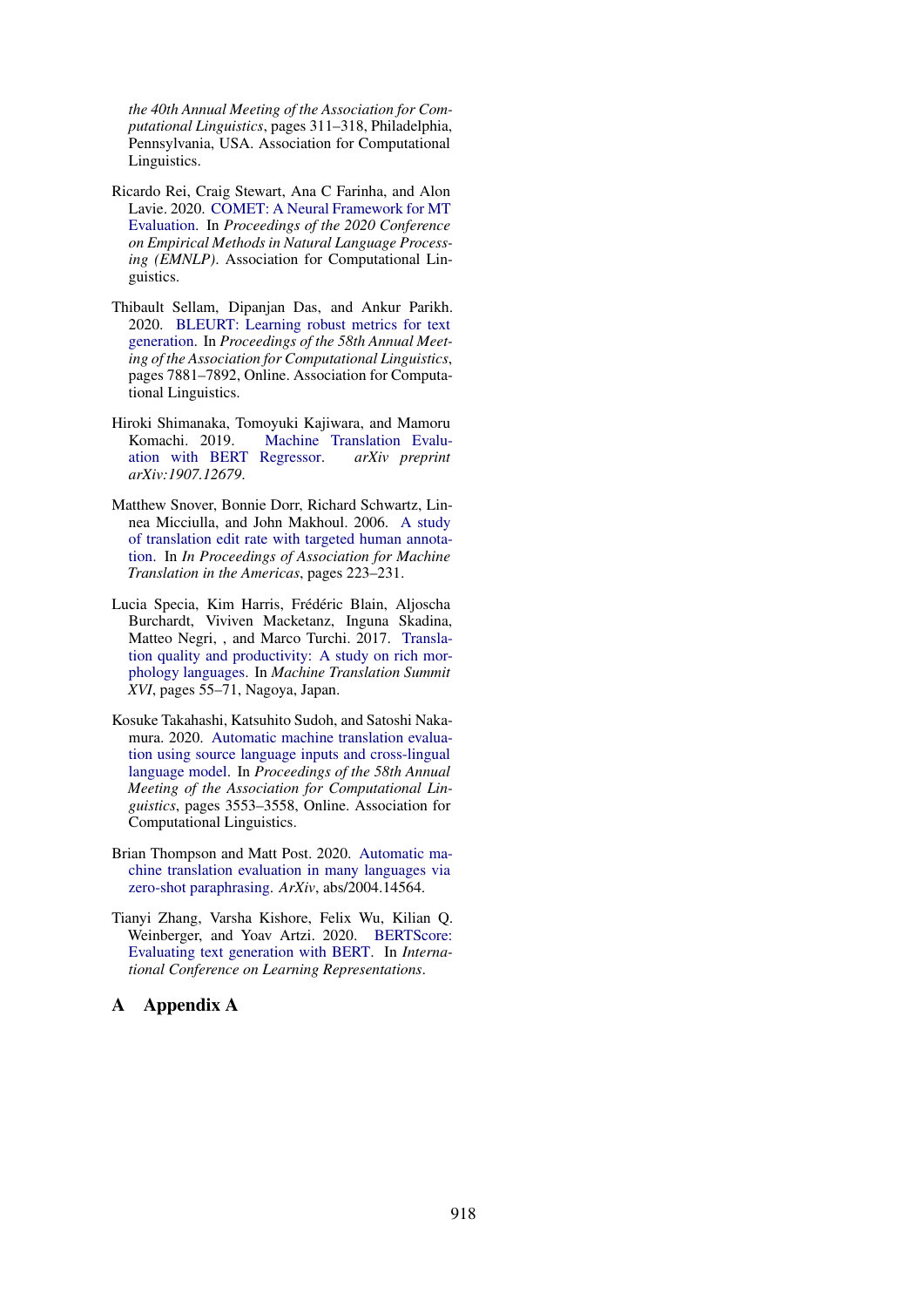*the 40th Annual Meeting of the Association for Computational Linguistics*, pages 311–318, Philadelphia, Pennsylvania, USA. Association for Computational Linguistics.

Ricardo Rei, Craig Stewart, Ana C Farinha, and Alon Lavie. 2020. COMET: A Neural Framework for MT Evaluation. In *Proceedings of the 2020 Conference on Empirical Methods in Natural Language Processing (EMNLP)*. Association for Computational Linguistics.

Thibault Sellam, Dipanjan Das, and Ankur Parikh. 2020. BLEURT: Learning robust metrics for text generation. In *Proceedings of the 58th Annual Meeting of the Association for Computational Linguistics*, pages 7881–7892, Online. Association for Computational Linguistics.

Hiroki Shimanaka, Tomoyuki Kajiwara, and Mamoru Komachi. 2019. Machine Translation Evaluation with BERT Regressor. *arXiv preprint arXiv:1907.12679*.

Matthew Snover, Bonnie Dorr, Richard Schwartz, Linnea Micciulla, and John Makhoul. 2006. A study of translation edit rate with targeted human annotation. In *In Proceedings of Association for Machine Translation in the Americas*, pages 223–231.

Lucia Specia, Kim Harris, Frédéric Blain, Aljoscha Burchardt, Viviven Macketanz, Inguna Skadina, Matteo Negri, , and Marco Turchi. 2017. Translation quality and productivity: A study on rich morphology languages. In *Machine Translation Summit XVI*, pages 55–71, Nagoya, Japan.

Kosuke Takahashi, Katsuhito Sudoh, and Satoshi Nakamura. 2020. Automatic machine translation evaluation using source language inputs and cross-lingual language model. In *Proceedings of the 58th Annual Meeting of the Association for Computational Linguistics*, pages 3553–3558, Online. Association for Computational Linguistics.

Brian Thompson and Matt Post. 2020. Automatic machine translation evaluation in many languages via zero-shot paraphrasing. *ArXiv*, abs/2004.14564.

Tianyi Zhang, Varsha Kishore, Felix Wu, Kilian Q. Weinberger, and Yoav Artzi. 2020. BERTScore: Evaluating text generation with BERT. In *International Conference on Learning Representations*.

# A Appendix A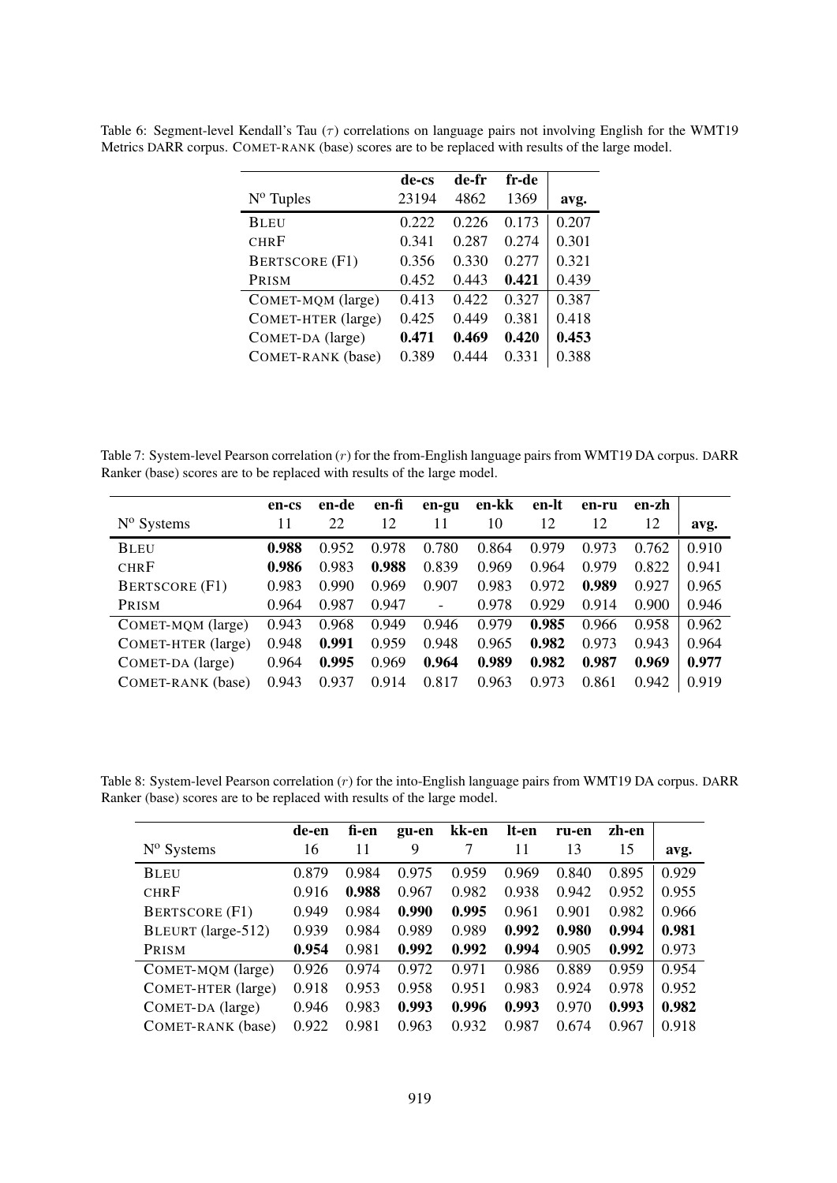Table 6: Segment-level Kendall's Tau ($\tau$) correlations on language pairs not involving English for the WMT19 Metrics DARR corpus. COMET-RANK (base) scores are to be replaced with results of the large model.

| | de-cs | de-fr | fr-de | |
|---|---|---|---|---|
| N° Tuples | 23194 | 4862 | 1369 | **avg.** |
| BLEU | 0.222 | 0.226 | 0.173 | 0.207 |
| CHRF | 0.341 | 0.287 | 0.274 | 0.301 |
| BERTSCORE (F1) | 0.356 | 0.330 | 0.277 | 0.321 |
| PRISM | 0.452 | 0.443 | **0.421** | 0.439 |
| COMET-MQM (large) | 0.413 | 0.422 | 0.327 | 0.387 |
| COMET-HTER (large) | 0.425 | 0.449 | 0.381 | 0.418 |
| COMET-DA (large) | **0.471** | **0.469** | **0.420** | **0.453** |
| COMET-RANK (base) | 0.389 | 0.444 | 0.331 | 0.388 |

Table 7: System-level Pearson correlation ($r$) for the from-English language pairs from WMT19 DA corpus. DARR Ranker (base) scores are to be replaced with results of the large model.

| | en-cs | en-de | en-fi | en-gu | en-kk | en-lt | en-ru | en-zh | |
|---|---|---|---|---|---|---|---|---|---|
| N° Systems | 11 | 22 | 12 | 11 | 10 | 12 | 12 | 12 | **avg.** |
| BLEU | **0.988** | 0.952 | 0.978 | 0.780 | 0.864 | 0.979 | 0.973 | 0.762 | 0.910 |
| CHRF | **0.986** | 0.983 | **0.988** | 0.839 | 0.969 | 0.964 | 0.979 | 0.822 | 0.941 |
| BERTSCORE (F1) | 0.983 | 0.990 | 0.969 | 0.907 | 0.983 | 0.972 | **0.989** | 0.927 | 0.965 |
| PRISM | 0.964 | 0.987 | 0.947 | - | 0.978 | 0.929 | 0.914 | 0.900 | 0.946 |
| COMET-MQM (large) | 0.943 | 0.968 | 0.949 | 0.946 | 0.979 | **0.985** | 0.966 | 0.958 | 0.962 |
| COMET-HTER (large) | 0.948 | **0.991** | 0.959 | 0.948 | 0.965 | **0.982** | 0.973 | 0.943 | 0.964 |
| COMET-DA (large) | 0.964 | **0.995** | 0.969 | **0.964** | **0.989** | **0.982** | **0.987** | **0.969** | **0.977** |
| COMET-RANK (base) | 0.943 | 0.937 | 0.914 | 0.817 | 0.963 | 0.973 | 0.861 | 0.942 | 0.919 |

Table 8: System-level Pearson correlation ($r$) for the into-English language pairs from WMT19 DA corpus. DARR Ranker (base) scores are to be replaced with results of the large model.

| | de-en | fi-en | gu-en | kk-en | lt-en | ru-en | zh-en | |
|---|---|---|---|---|---|---|---|---|
| N° Systems | 16 | 11 | 9 | 7 | 11 | 13 | 15 | **avg.** |
| BLEU | 0.879 | 0.984 | 0.975 | 0.959 | 0.969 | 0.840 | 0.895 | 0.929 |
| CHRF | 0.916 | **0.988** | 0.967 | 0.982 | 0.938 | 0.942 | 0.952 | 0.955 |
| BERTSCORE (F1) | 0.949 | 0.984 | **0.990** | **0.995** | 0.961 | 0.901 | 0.982 | 0.966 |
| BLEURT (large-512) | 0.939 | 0.984 | 0.989 | 0.989 | **0.992** | **0.980** | **0.994** | **0.981** |
| PRISM | **0.954** | 0.981 | **0.992** | **0.992** | **0.994** | 0.905 | **0.992** | 0.973 |
| COMET-MQM (large) | 0.926 | 0.974 | 0.972 | 0.971 | 0.986 | 0.889 | 0.959 | 0.954 |
| COMET-HTER (large) | 0.918 | 0.953 | 0.958 | 0.951 | 0.983 | 0.924 | 0.978 | 0.952 |
| COMET-DA (large) | 0.946 | 0.983 | **0.993** | **0.996** | **0.993** | 0.970 | **0.993** | **0.982** |
| COMET-RANK (base) | 0.922 | 0.981 | 0.963 | 0.932 | 0.987 | 0.674 | 0.967 | 0.918 |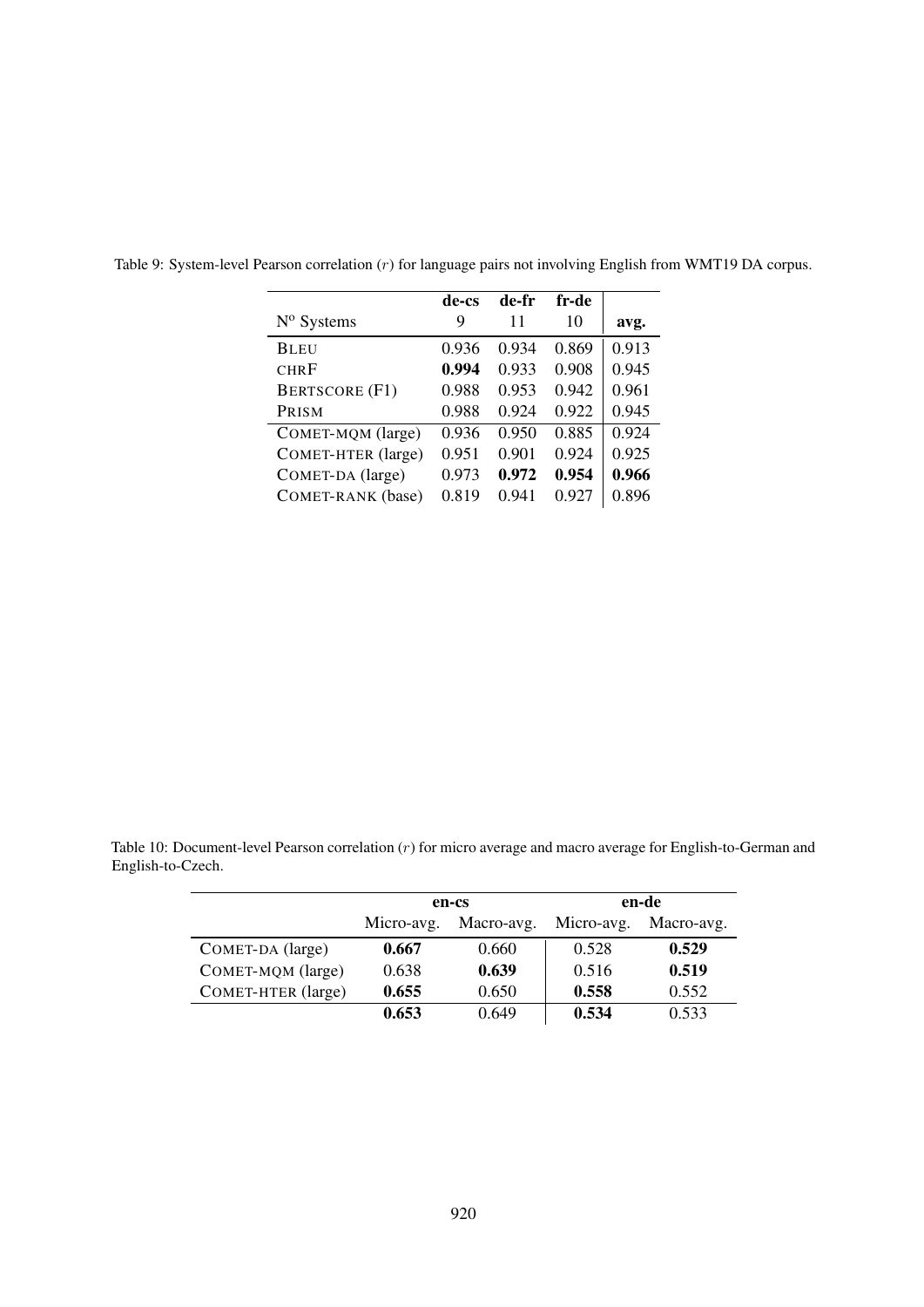Table 9: System-level Pearson correlation ($r$) for language pairs not involving English from WMT19 DA corpus.

| | de-cs | de-fr | fr-de | |
|---|---|---|---|---|
| N[o] Systems | 9 | 11 | 10 | avg. |
| BLEU | 0.936 | 0.934 | 0.869 | 0.913 |
| CHRF | **0.994** | 0.933 | 0.908 | 0.945 |
| BERTSCORE (F1) | 0.988 | 0.953 | 0.942 | 0.961 |
| PRISM | 0.988 | 0.924 | 0.922 | 0.945 |
| COMET-MQM (large) | 0.936 | 0.950 | 0.885 | 0.924 |
| COMET-HTER (large) | 0.951 | 0.901 | 0.924 | 0.925 |
| COMET-DA (large) | 0.973 | **0.972** | **0.954** | **0.966** |
| COMET-RANK (base) | 0.819 | 0.941 | 0.927 | 0.896 |

Table 10: Document-level Pearson correlation ($r$) for micro average and macro average for English-to-German and English-to-Czech.

| | en-cs | | en-de | |
|---|---|---|---|---|
| | Micro-avg. | Macro-avg. | Micro-avg. | Macro-avg. |
| COMET-DA (large) | **0.667** | 0.660 | 0.528 | **0.529** |
| COMET-MQM (large) | 0.638 | **0.639** | 0.516 | **0.519** |
| COMET-HTER (large) | **0.655** | 0.650 | **0.558** | 0.552 |
| | **0.653** | 0.649 | **0.534** | 0.533 |